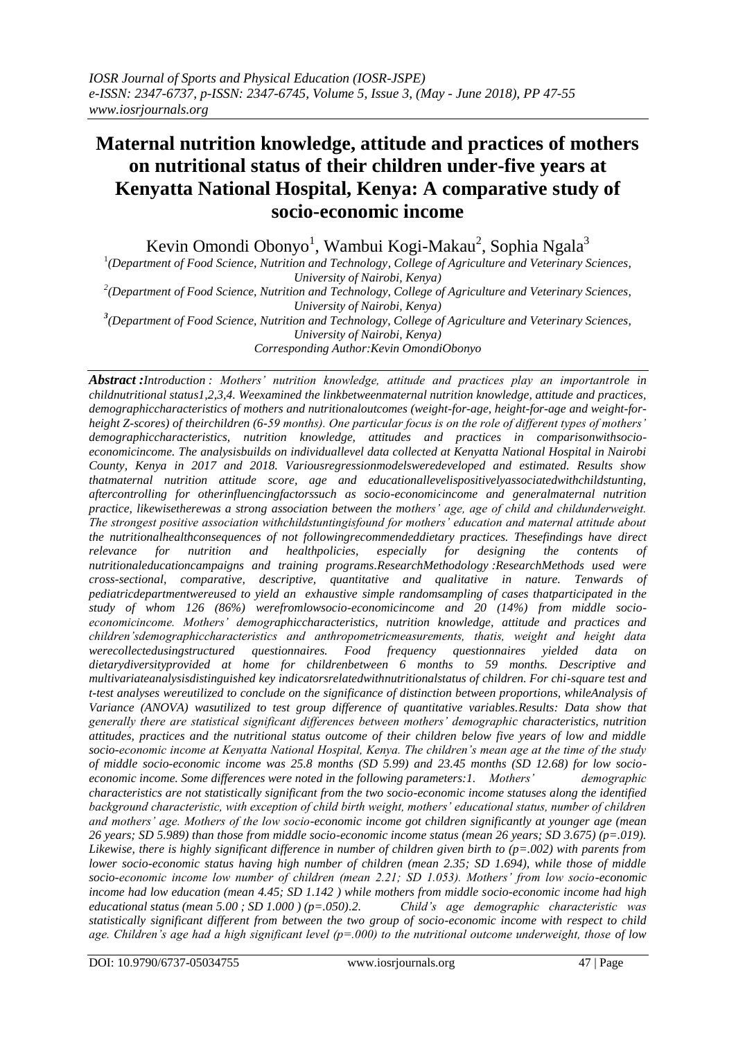# Maternal nutrition knowledge, attitude and practices of mothers on nutritional status of their children under-five years at Kenyatta National Hospital, Kenya: A comparative study of socio-economic income

Kevin Omondi Obonyo[1], Wambui Kogi-Makau[2], Sophia Ngala[3]

[1](Department of Food Science, Nutrition and Technology, College of Agriculture and Veterinary Sciences, University of Nairobi, Kenya)

[2](Department of Food Science, Nutrition and Technology, College of Agriculture and Veterinary Sciences, University of Nairobi, Kenya)

[3](Department of Food Science, Nutrition and Technology, College of Agriculture and Veterinary Sciences, University of Nairobi, Kenya)

*Corresponding Author:Kevin OmondiObonyo*

***Abstract :****Introduction : Mothers' nutrition knowledge, attitude and practices play an importantrole in childnutritional status1,2,3,4. Weexamined the linkbetweenmaternal nutrition knowledge, attitude and practices, demographiccharacteristics of mothers and nutritionaloutcomes (weight-for-age, height-for-age and weight-for-height Z-scores) of theirchildren (6-59 months). One particular focus is on the role of different types of mothers' demographiccharacteristics, nutrition knowledge, attitudes and practices in comparisonwithsocio-economicincome. The analysisbuilds on individuallevel data collected at Kenyatta National Hospital in Nairobi County, Kenya in 2017 and 2018. Variousregressionmodelsweredeveloped and estimated. Results show thatmaternal nutrition attitude score, age and educationallevelispositivelyassociatedwithchildstunting, aftercontrolling for otherinfluencingfactorssuch as socio-economicincome and generalmaternal nutrition practice, likewisetherewas a strong association between the mothers' age, age of child and childunderweight. The strongest positive association withchildstuntingisfound for mothers' education and maternal attitude about the nutritionalhealthconsequences of not followingrecommendeddietary practices. Thesefindings have direct relevance for nutrition and healthpolicies, especially for designing the contents of nutritionaleducationcampaigns and training programs.ResearchMethodology :ResearchMethods used were cross-sectional, comparative, descriptive, quantitative and qualitative in nature. Tenwards of pediatricdepartmentwereused to yield an exhaustive simple randomsampling of cases thatparticipated in the study of whom 126 (86%) werefromlowsocio-economicincome and 20 (14%) from middle socio-economicincome. Mothers' demographiccharacteristics, nutrition knowledge, attitude and practices and children'sdemographiccharacteristics and anthropometricmeasurements, thatis, weight and height data werecollectedusingstructured questionnaires. Food frequency questionnaires yielded data on dietarydiversityprovided at home for childrenbetween 6 months to 59 months. Descriptive and multivariateanalysisdistinguished key indicatorsrelatedwithnutritionalstatus of children. For chi-square test and t-test analyses wereutilized to conclude on the significance of distinction between proportions, whileAnalysis of Variance (ANOVA) wasutilized to test group difference of quantitative variables.Results: Data show that generally there are statistical significant differences between mothers' demographic characteristics, nutrition attitudes, practices and the nutritional status outcome of their children below five years of low and middle socio-economic income at Kenyatta National Hospital, Kenya. The children's mean age at the time of the study of middle socio-economic income was 25.8 months (SD 5.99) and 23.45 months (SD 12.68) for low socio-economic income. Some differences were noted in the following parameters:1. Mothers' demographic characteristics are not statistically significant from the two socio-economic income statuses along the identified background characteristic, with exception of child birth weight, mothers' educational status, number of children and mothers' age. Mothers of the low socio-economic income got children significantly at younger age (mean 26 years; SD 5.989) than those from middle socio-economic income status (mean 26 years; SD 3.675) (p=.019). Likewise, there is highly significant difference in number of children given birth to (p=.002) with parents from lower socio-economic status having high number of children (mean 2.35; SD 1.694), while those of middle socio-economic income low number of children (mean 2.21; SD 1.053). Mothers' from low socio-economic income had low education (mean 4.45; SD 1.142 ) while mothers from middle socio-economic income had high educational status (mean 5.00 ; SD 1.000 ) (p=.050).2. Child's age demographic characteristic was statistically significant different from between the two group of socio-economic income with respect to child age. Children's age had a high significant level (p=.000) to the nutritional outcome underweight, those of low*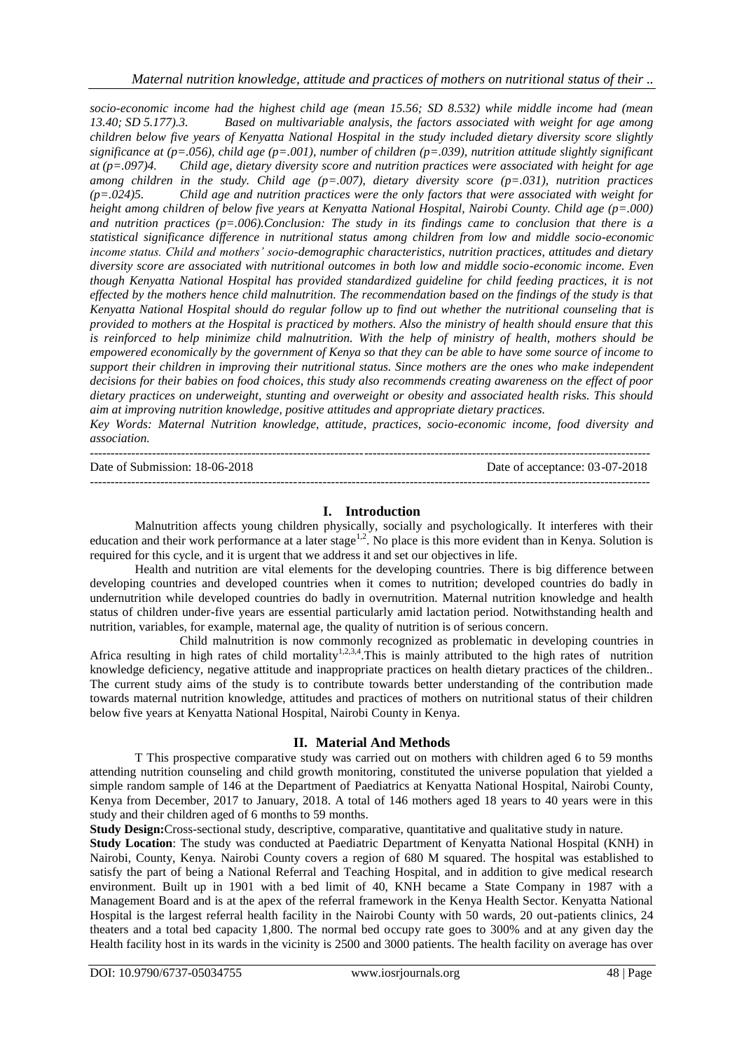*socio-economic income had the highest child age (mean 15.56; SD 8.532) while middle income had (mean 13.40; SD 5.177).3. Based on multivariable analysis, the factors associated with weight for age among children below five years of Kenyatta National Hospital in the study included dietary diversity score slightly significance at (p=.056), child age (p=.001), number of children (p=.039), nutrition attitude slightly significant at (p=.097)4. Child age, dietary diversity score and nutrition practices were associated with height for age among children in the study. Child age (p=.007), dietary diversity score (p=.031), nutrition practices (p=.024)5. Child age and nutrition practices were the only factors that were associated with weight for height among children of below five years at Kenyatta National Hospital, Nairobi County. Child age (p=.000) and nutrition practices (p=.006).Conclusion: The study in its findings came to conclusion that there is a statistical significance difference in nutritional status among children from low and middle socio-economic income status. Child and mothers' socio-demographic characteristics, nutrition practices, attitudes and dietary diversity score are associated with nutritional outcomes in both low and middle socio-economic income. Even though Kenyatta National Hospital has provided standardized guideline for child feeding practices, it is not effected by the mothers hence child malnutrition. The recommendation based on the findings of the study is that Kenyatta National Hospital should do regular follow up to find out whether the nutritional counseling that is provided to mothers at the Hospital is practiced by mothers. Also the ministry of health should ensure that this is reinforced to help minimize child malnutrition. With the help of ministry of health, mothers should be empowered economically by the government of Kenya so that they can be able to have some source of income to support their children in improving their nutritional status. Since mothers are the ones who make independent decisions for their babies on food choices, this study also recommends creating awareness on the effect of poor dietary practices on underweight, stunting and overweight or obesity and associated health risks. This should aim at improving nutrition knowledge, positive attitudes and appropriate dietary practices.*

*Key Words: Maternal Nutrition knowledge, attitude, practices, socio-economic income, food diversity and association.*

---

Date of Submission: 18-06-2018 Date of acceptance: 03-07-2018

---

## I. Introduction

Malnutrition affects young children physically, socially and psychologically. It interferes with their education and their work performance at a later stage[1,2]. No place is this more evident than in Kenya. Solution is required for this cycle, and it is urgent that we address it and set our objectives in life.

Health and nutrition are vital elements for the developing countries. There is big difference between developing countries and developed countries when it comes to nutrition; developed countries do badly in undernutrition while developed countries do badly in overnutrition. Maternal nutrition knowledge and health status of children under-five years are essential particularly amid lactation period. Notwithstanding health and nutrition, variables, for example, maternal age, the quality of nutrition is of serious concern.

Child malnutrition is now commonly recognized as problematic in developing countries in Africa resulting in high rates of child mortality[1,2,3,4].This is mainly attributed to the high rates of nutrition knowledge deficiency, negative attitude and inappropriate practices on health dietary practices of the children.. The current study aims of the study is to contribute towards better understanding of the contribution made towards maternal nutrition knowledge, attitudes and practices of mothers on nutritional status of their children below five years at Kenyatta National Hospital, Nairobi County in Kenya.

## II. Material And Methods

T This prospective comparative study was carried out on mothers with children aged 6 to 59 months attending nutrition counseling and child growth monitoring, constituted the universe population that yielded a simple random sample of 146 at the Department of Paediatrics at Kenyatta National Hospital, Nairobi County, Kenya from December, 2017 to January, 2018. A total of 146 mothers aged 18 years to 40 years were in this study and their children aged of 6 months to 59 months.

**Study Design:**Cross-sectional study, descriptive, comparative, quantitative and qualitative study in nature.

**Study Location**: The study was conducted at Paediatric Department of Kenyatta National Hospital (KNH) in Nairobi, County, Kenya. Nairobi County covers a region of 680 M squared. The hospital was established to satisfy the part of being a National Referral and Teaching Hospital, and in addition to give medical research environment. Built up in 1901 with a bed limit of 40, KNH became a State Company in 1987 with a Management Board and is at the apex of the referral framework in the Kenya Health Sector. Kenyatta National Hospital is the largest referral health facility in the Nairobi County with 50 wards, 20 out-patients clinics, 24 theaters and a total bed capacity 1,800. The normal bed occupy rate goes to 300% and at any given day the Health facility host in its wards in the vicinity is 2500 and 3000 patients. The health facility on average has over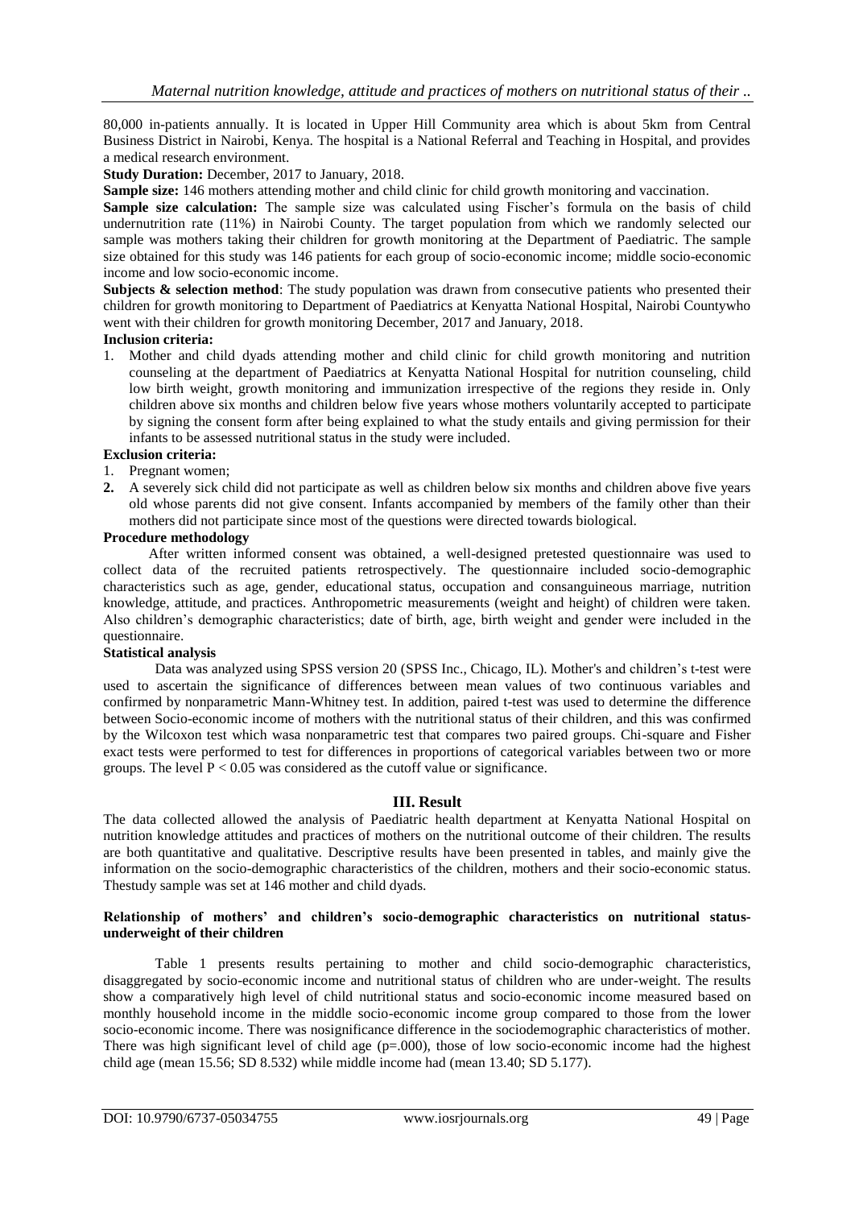80,000 in-patients annually. It is located in Upper Hill Community area which is about 5km from Central Business District in Nairobi, Kenya. The hospital is a National Referral and Teaching in Hospital, and provides a medical research environment.

**Study Duration:** December, 2017 to January, 2018.

**Sample size:** 146 mothers attending mother and child clinic for child growth monitoring and vaccination.

**Sample size calculation:** The sample size was calculated using Fischer's formula on the basis of child undernutrition rate (11%) in Nairobi County. The target population from which we randomly selected our sample was mothers taking their children for growth monitoring at the Department of Paediatric. The sample size obtained for this study was 146 patients for each group of socio-economic income; middle socio-economic income and low socio-economic income.

**Subjects & selection method**: The study population was drawn from consecutive patients who presented their children for growth monitoring to Department of Paediatrics at Kenyatta National Hospital, Nairobi Countywho went with their children for growth monitoring December, 2017 and January, 2018.

**Inclusion criteria:**

1. Mother and child dyads attending mother and child clinic for child growth monitoring and nutrition counseling at the department of Paediatrics at Kenyatta National Hospital for nutrition counseling, child low birth weight, growth monitoring and immunization irrespective of the regions they reside in. Only children above six months and children below five years whose mothers voluntarily accepted to participate by signing the consent form after being explained to what the study entails and giving permission for their infants to be assessed nutritional status in the study were included.

**Exclusion criteria:**

1. Pregnant women;
2. A severely sick child did not participate as well as children below six months and children above five years old whose parents did not give consent. Infants accompanied by members of the family other than their mothers did not participate since most of the questions were directed towards biological.

**Procedure methodology**

After written informed consent was obtained, a well-designed pretested questionnaire was used to collect data of the recruited patients retrospectively. The questionnaire included socio-demographic characteristics such as age, gender, educational status, occupation and consanguineous marriage, nutrition knowledge, attitude, and practices. Anthropometric measurements (weight and height) of children were taken. Also children's demographic characteristics; date of birth, age, birth weight and gender were included in the questionnaire.

**Statistical analysis**

Data was analyzed using SPSS version 20 (SPSS Inc., Chicago, IL). Mother's and children's t-test were used to ascertain the significance of differences between mean values of two continuous variables and confirmed by nonparametric Mann-Whitney test. In addition, paired t-test was used to determine the difference between Socio-economic income of mothers with the nutritional status of their children, and this was confirmed by the Wilcoxon test which wasa nonparametric test that compares two paired groups. Chi-square and Fisher exact tests were performed to test for differences in proportions of categorical variables between two or more groups. The level $P < 0.05$ was considered as the cutoff value or significance.

## III. Result

The data collected allowed the analysis of Paediatric health department at Kenyatta National Hospital on nutrition knowledge attitudes and practices of mothers on the nutritional outcome of their children. The results are both quantitative and qualitative. Descriptive results have been presented in tables, and mainly give the information on the socio-demographic characteristics of the children, mothers and their socio-economic status. Thestudy sample was set at 146 mother and child dyads.

**Relationship of mothers' and children's socio-demographic characteristics on nutritional status-underweight of their children**

Table 1 presents results pertaining to mother and child socio-demographic characteristics, disaggregated by socio-economic income and nutritional status of children who are under-weight. The results show a comparatively high level of child nutritional status and socio-economic income measured based on monthly household income in the middle socio-economic income group compared to those from the lower socio-economic income. There was nosignificance difference in the sociodemographic characteristics of mother. There was high significant level of child age (p=.000), those of low socio-economic income had the highest child age (mean 15.56; SD 8.532) while middle income had (mean 13.40; SD 5.177).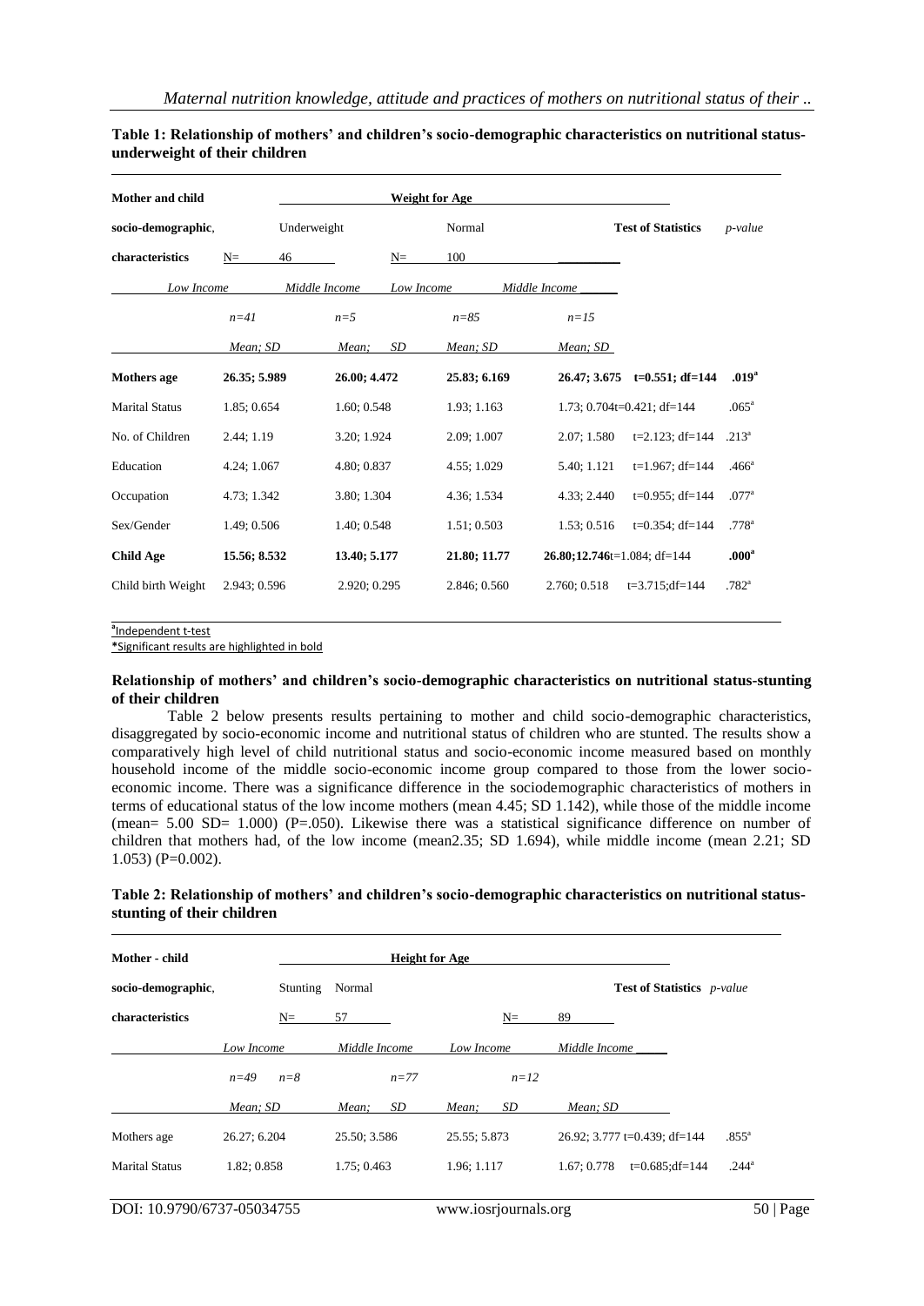**Table 1: Relationship of mothers' and children's socio-demographic characteristics on nutritional status-underweight of their children**

| Mother and child socio-demographic, characteristics | Weight for Age | | | | Test of Statistics | p-value |
|---|---|---|---|---|---|---|
| | Underweight N= 46 | | Normal N= 100 | | | |
| | Low Income | Middle Income | Low Income | Middle Income | | |
| | n=41 | n=5 | n=85 | n=15 | | |
| | Mean; SD | Mean; SD | Mean; SD | Mean; SD | | |
| **Mothers age** | **26.35; 5.989** | **26.00; 4.472** | **25.83; 6.169** | **26.47; 3.675** | **t=0.551; df=144** | **.019[a]** |
| Marital Status | 1.85; 0.654 | 1.60; 0.548 | 1.93; 1.163 | 1.73; 0.704 | t=0.421; df=144 | .065[a] |
| No. of Children | 2.44; 1.19 | 3.20; 1.924 | 2.09; 1.007 | 2.07; 1.580 | t=2.123; df=144 | .213[a] |
| Education | 4.24; 1.067 | 4.80; 0.837 | 4.55; 1.029 | 5.40; 1.121 | t=1.967; df=144 | .466[a] |
| Occupation | 4.73; 1.342 | 3.80; 1.304 | 4.36; 1.534 | 4.33; 2.440 | t=0.955; df=144 | .077[a] |
| Sex/Gender | 1.49; 0.506 | 1.40; 0.548 | 1.51; 0.503 | 1.53; 0.516 | t=0.354; df=144 | .778[a] |
| **Child Age** | **15.56; 8.532** | **13.40; 5.177** | **21.80; 11.77** | **26.80;12.746** | t=1.084; df=144 | **.000[a]** |
| Child birth Weight | 2.943; 0.596 | 2.920; 0.295 | 2.846; 0.560 | 2.760; 0.518 | t=3.715;df=144 | .782[a] |

[a]Independent t-test

*Significant results are highlighted in bold

**Relationship of mothers' and children's socio-demographic characteristics on nutritional status-stunting of their children**

Table 2 below presents results pertaining to mother and child socio-demographic characteristics, disaggregated by socio-economic income and nutritional status of children who are stunted. The results show a comparatively high level of child nutritional status and socio-economic income measured based on monthly household income of the middle socio-economic income group compared to those from the lower socio-economic income. There was a significance difference in the sociodemographic characteristics of mothers in terms of educational status of the low income mothers (mean 4.45; SD 1.142), while those of the middle income (mean= 5.00 SD= 1.000) (P=.050). Likewise there was a statistical significance difference on number of children that mothers had, of the low income (mean2.35; SD 1.694), while middle income (mean 2.21; SD 1.053) (P=0.002).

**Table 2: Relationship of mothers' and children's socio-demographic characteristics on nutritional status-stunting of their children**

| Mother - child socio-demographic, characteristics | Height for Age | | | | Test of Statistics | p-value |
|---|---|---|---|---|---|---|
| | Stunting N= 57 | | Normal N= 89 | | | |
| | Low Income | Middle Income | Low Income | Middle Income | | |
| | n=49 | n=8 | n=77 | n=12 | | |
| | Mean; SD | Mean; SD | Mean; SD | Mean; SD | | |
| Mothers age | 26.27; 6.204 | 25.50; 3.586 | 25.55; 5.873 | 26.92; 3.777 | t=0.439; df=144 | .855[a] |
| Marital Status | 1.82; 0.858 | 1.75; 0.463 | 1.96; 1.117 | 1.67; 0.778 | t=0.685;df=144 | .244[a] |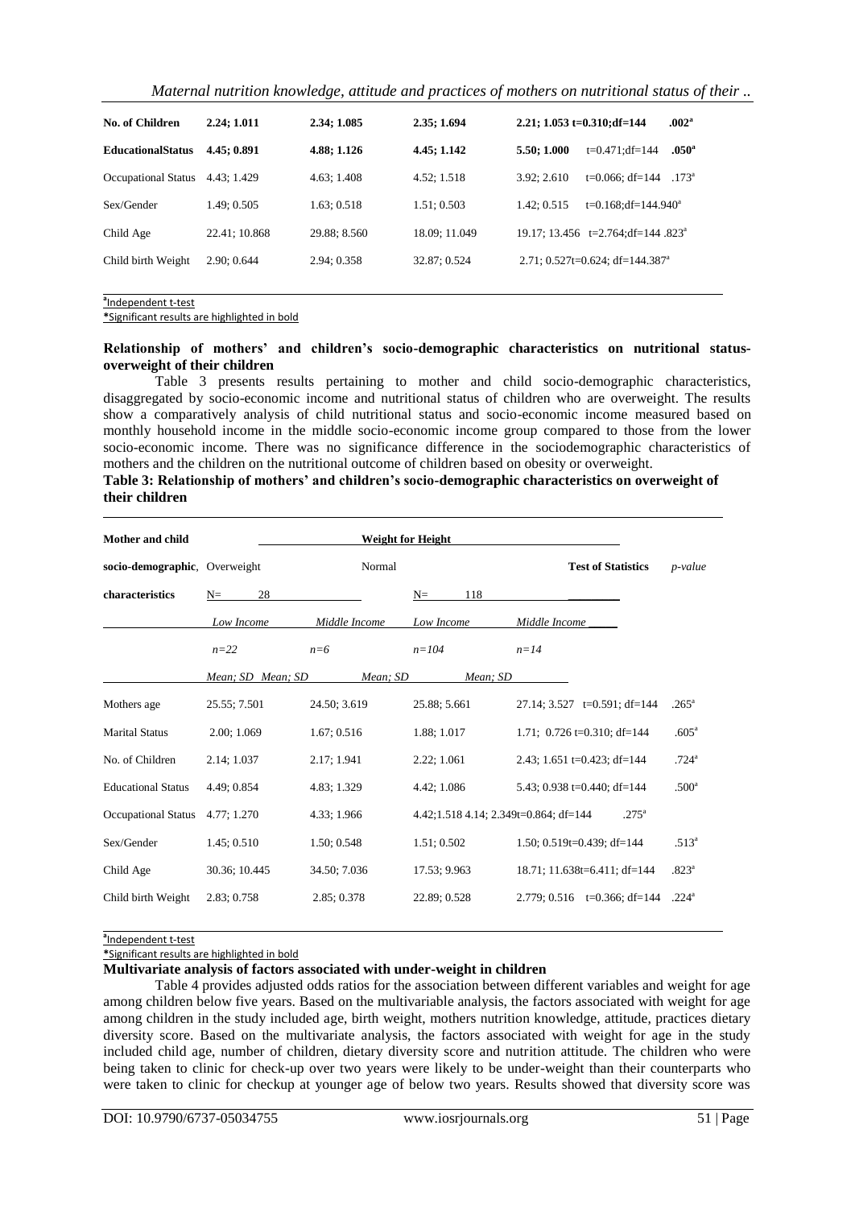| No. of Children | 2.24; 1.011 | 2.34; 1.085 | 2.35; 1.694 | 2.21; 1.053 t=0.310;df=144 | .002[a] |
|---|---|---|---|---|---|
| **EducationalStatus** | **4.45; 0.891** | **4.88; 1.126** | **4.45; 1.142** | **5.50; 1.000** t=0.471;df=144 | **.050[a]** |
| Occupational Status | 4.43; 1.429 | 4.63; 1.408 | 4.52; 1.518 | 3.92; 2.610 t=0.066; df=144 | .173[a] |
| Sex/Gender | 1.49; 0.505 | 1.63; 0.518 | 1.51; 0.503 | 1.42; 0.515 t=0.168;df=144.940[a] | |
| Child Age | 22.41; 10.868 | 29.88; 8.560 | 18.09; 11.049 | 19.17; 13.456 t=2.764;df=144 | .823[a] |
| Child birth Weight | 2.90; 0.644 | 2.94; 0.358 | 32.87; 0.524 | 2.71; 0.527t=0.624; df=144 | .387[a] |

[a]Independent t-test

*Significant results are highlighted in bold

**Relationship of mothers' and children's socio-demographic characteristics on nutritional status-overweight of their children**

Table 3 presents results pertaining to mother and child socio-demographic characteristics, disaggregated by socio-economic income and nutritional status of children who are overweight. The results show a comparatively analysis of child nutritional status and socio-economic income measured based on monthly household income in the middle socio-economic income group compared to those from the lower socio-economic income. There was no significance difference in the sociodemographic characteristics of mothers and the children on the nutritional outcome of children based on obesity or overweight.

**Table 3: Relationship of mothers' and children's socio-demographic characteristics on overweight of their children**

| Mother and child socio-demographic, characteristics | Weight for Height | | | | Test of Statistics | p-value |
|---|---|---|---|---|---|---|
| | Overweight N= 28 | | Normal N= 118 | | | |
| | Low Income n=22 | Middle Income n=6 | Low Income n=104 | Middle Income n=14 | | |
| | Mean; SD | Mean; SD | Mean; SD | Mean; SD | | |
| Mothers age | 25.55; 7.501 | 24.50; 3.619 | 25.88; 5.661 | 27.14; 3.527 | t=0.591; df=144 | .265[a] |
| Marital Status | 2.00; 1.069 | 1.67; 0.516 | 1.88; 1.017 | 1.71; 0.726 | t=0.310; df=144 | .605[a] |
| No. of Children | 2.14; 1.037 | 2.17; 1.941 | 2.22; 1.061 | 2.43; 1.651 | t=0.423; df=144 | .724[a] |
| Educational Status | 4.49; 0.854 | 4.83; 1.329 | 4.42; 1.086 | 5.43; 0.938 | t=0.440; df=144 | .500[a] |
| Occupational Status | 4.77; 1.270 | 4.33; 1.966 | 4.42;1.518 | 4.14; 2.349 | t=0.864; df=144 | .275[a] |
| Sex/Gender | 1.45; 0.510 | 1.50; 0.548 | 1.51; 0.502 | 1.50; 0.519 | t=0.439; df=144 | .513[a] |
| Child Age | 30.36; 10.445 | 34.50; 7.036 | 17.53; 9.963 | 18.71; 11.638 | t=6.411; df=144 | .823[a] |
| Child birth Weight | 2.83; 0.758 | 2.85; 0.378 | 22.89; 0.528 | 2.779; 0.516 | t=0.366; df=144 | .224[a] |

[a]Independent t-test

*Significant results are highlighted in bold

**Multivariate analysis of factors associated with under-weight in children**

Table 4 provides adjusted odds ratios for the association between different variables and weight for age among children below five years. Based on the multivariable analysis, the factors associated with weight for age among children in the study included age, birth weight, mothers nutrition knowledge, attitude, practices dietary diversity score. Based on the multivariate analysis, the factors associated with weight for age in the study included child age, number of children, dietary diversity score and nutrition attitude. The children who were being taken to clinic for check-up over two years were likely to be under-weight than their counterparts who were taken to clinic for checkup at younger age of below two years. Results showed that diversity score was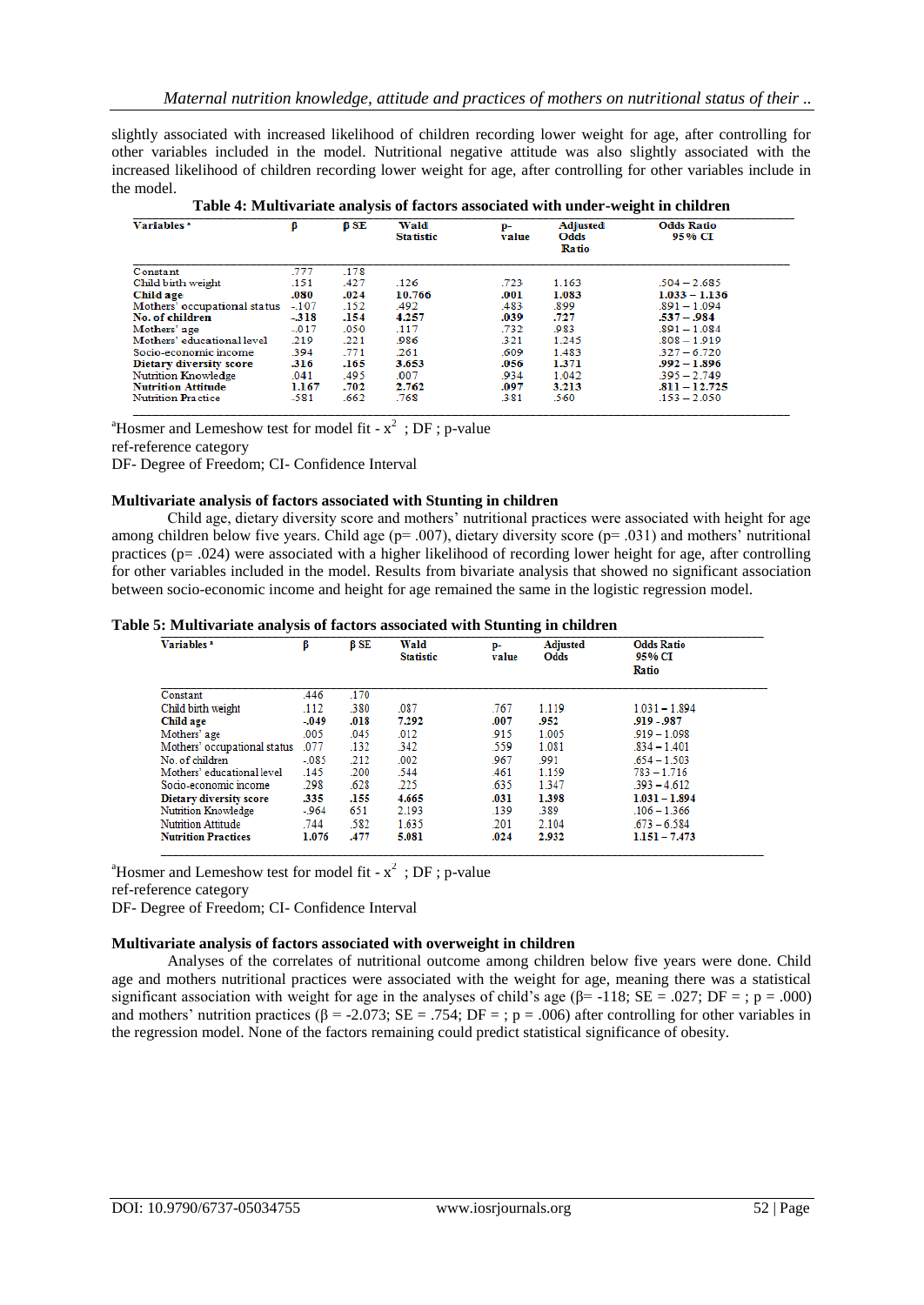slightly associated with increased likelihood of children recording lower weight for age, after controlling for other variables included in the model. Nutritional negative attitude was also slightly associated with the increased likelihood of children recording lower weight for age, after controlling for other variables include in the model.

**Table 4: Multivariate analysis of factors associated with under-weight in children**

| Variables [a] | β | β SE | Wald Statistic | p-value | Adjusted Odds Ratio | Odds Ratio 95% CI |
|---|---|---|---|---|---|---|
| Constant | .777 | .178 | | | | |
| Child birth weight | .151 | .427 | .126 | .723 | 1.163 | .504 – 2.685 |
| **Child age** | **.080** | **.024** | **10.766** | **.001** | **1.083** | **1.033 – 1.136** |
| Mothers' occupational status | -.107 | .152 | .492 | .483 | .899 | .891 – 1.094 |
| **No. of children** | **-.318** | **.154** | **4.257** | **.039** | **.727** | **.537 – .984** |
| Mothers' age | -.017 | .050 | .117 | .732 | .983 | .891 – 1.084 |
| Mothers' educational level | .219 | .221 | .986 | .321 | 1.245 | .808 – 1.919 |
| Socio-economic income | .394 | .771 | .261 | .609 | 1.483 | .327 – 6.720 |
| **Dietary diversity score** | **.316** | **.165** | **3.653** | **.056** | **1.371** | **.992 – 1.896** |
| Nutrition Knowledge | .041 | .495 | .007 | .934 | 1.042 | .395 – 2.749 |
| **Nutrition Attitude** | **1.167** | **.702** | **2.762** | **.097** | **3.213** | **.811 – 12.725** |
| Nutrition Practice | -.581 | .662 | .768 | .381 | .560 | .153 – 2.050 |

[a]Hosmer and Lemeshow test for model fit - $x^2$ ; DF ; p-value
ref-reference category
DF- Degree of Freedom; CI- Confidence Interval

**Multivariate analysis of factors associated with Stunting in children**

Child age, dietary diversity score and mothers' nutritional practices were associated with height for age among children below five years. Child age (p= .007), dietary diversity score (p= .031) and mothers' nutritional practices (p= .024) were associated with a higher likelihood of recording lower height for age, after controlling for other variables included in the model. Results from bivariate analysis that showed no significant association between socio-economic income and height for age remained the same in the logistic regression model.

**Table 5: Multivariate analysis of factors associated with Stunting in children**

| Variables [a] | β | β SE | Wald Statistic | p-value | Adjusted Odds Ratio | Odds Ratio 95% CI |
|---|---|---|---|---|---|---|
| Constant | .446 | .170 | | | | |
| Child birth weight | .112 | .380 | .087 | .767 | 1.119 | 1.031 – 1.894 |
| **Child age** | **-.049** | **.018** | **7.292** | **.007** | **.952** | **.919 - .987** |
| Mothers' age | .005 | .045 | .012 | .915 | 1.005 | .919 – 1.098 |
| Mothers' occupational status | .077 | .132 | .342 | .559 | 1.081 | .834 – 1.401 |
| No. of children | -.085 | .212 | .002 | .967 | .991 | .654 – 1.503 |
| Mothers' educational level | .145 | .200 | .544 | .461 | 1.159 | 783 – 1.716 |
| Socio-economic income | .298 | .628 | .225 | .635 | 1.347 | .393 – 4.612 |
| **Dietary diversity score** | **.335** | **.155** | **4.665** | **.031** | **1.398** | **1.031 – 1.894** |
| Nutrition Knowledge | -.964 | 651 | 2.193 | .139 | .389 | .106 – 1.366 |
| Nutrition Attitude | .744 | .582 | 1.635 | .201 | 2.104 | .673 – 6.584 |
| **Nutrition Practices** | **1.076** | **.477** | **5.081** | **.024** | **2.932** | **1.151 – 7.473** |

[a]Hosmer and Lemeshow test for model fit - $x^2$ ; DF ; p-value
ref-reference category
DF- Degree of Freedom; CI- Confidence Interval

**Multivariate analysis of factors associated with overweight in children**

Analyses of the correlates of nutritional outcome among children below five years were done. Child age and mothers nutritional practices were associated with the weight for age, meaning there was a statistical significant association with weight for age in the analyses of child's age (β= -118; SE = .027; DF = ; p = .000) and mothers' nutrition practices (β = -2.073; SE = .754; DF = ; p = .006) after controlling for other variables in the regression model. None of the factors remaining could predict statistical significance of obesity.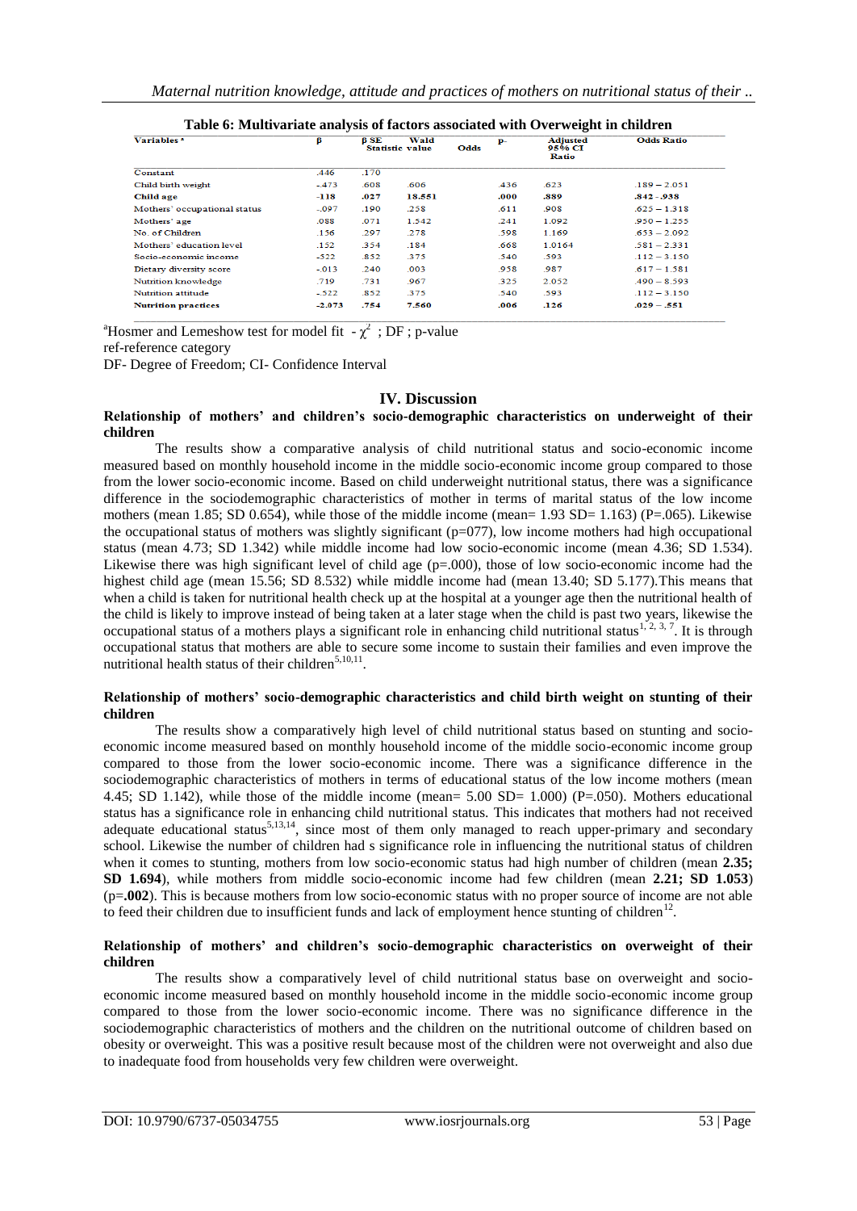**Table 6: Multivariate analysis of factors associated with Overweight in children**

| Variables [a] | β | β SE | Wald Statistic value | Odds | p- | Adjusted 95% CI Ratio | Odds Ratio |
|---|---|---|---|---|---|---|---|
| Constant | .446 | .170 | | | | | |
| Child birth weight | -.473 | .608 | .606 | | .436 | .623 | .189 – 2.051 |
| **Child age** | **-118** | **.027** | **18.551** | | **.000** | **.889** | **.842 -.938** |
| Mothers' occupational status | -.097 | .190 | .258 | | .611 | .908 | .625 – 1.318 |
| Mothers' age | .088 | .071 | 1.542 | | .241 | 1.092 | .950 – 1.255 |
| No. of Children | .156 | .297 | .278 | | .598 | 1.169 | .653 – 2.092 |
| Mothers' education level | .152 | .354 | .184 | | .668 | 1.0164 | .581 – 2.331 |
| Socio-economic income | -522 | .852 | .375 | | .540 | .593 | .112 – 3.150 |
| Dietary diversity score | -.013 | .240 | .003 | | .958 | .987 | .617 – 1.581 |
| Nutrition knowledge | .719 | .731 | .967 | | .325 | 2.052 | .490 – 8.593 |
| Nutrition attitude | -.522 | .852 | .375 | | .540 | .593 | .112 – 3.150 |
| **Nutrition practices** | **-2.073** | **.754** | **7.560** | | **.006** | **.126** | **.029 – .551** |

[a]Hosmer and Lemeshow test for model fit - $\chi^2$ ; DF ; p-value
ref-reference category
DF- Degree of Freedom; CI- Confidence Interval

## IV. Discussion

### Relationship of mothers' and children's socio-demographic characteristics on underweight of their children

The results show a comparative analysis of child nutritional status and socio-economic income measured based on monthly household income in the middle socio-economic income group compared to those from the lower socio-economic income. Based on child underweight nutritional status, there was a significance difference in the sociodemographic characteristics of mother in terms of marital status of the low income mothers (mean 1.85; SD 0.654), while those of the middle income (mean= 1.93 SD= 1.163) (P=.065). Likewise the occupational status of mothers was slightly significant (p=077), low income mothers had high occupational status (mean 4.73; SD 1.342) while middle income had low socio-economic income (mean 4.36; SD 1.534). Likewise there was high significant level of child age (p=.000), those of low socio-economic income had the highest child age (mean 15.56; SD 8.532) while middle income had (mean 13.40; SD 5.177).This means that when a child is taken for nutritional health check up at the hospital at a younger age then the nutritional health of the child is likely to improve instead of being taken at a later stage when the child is past two years, likewise the occupational status of a mothers plays a significant role in enhancing child nutritional status[1, 2, 3, 7]. It is through occupational status that mothers are able to secure some income to sustain their families and even improve the nutritional health status of their children[5,10,11].

### Relationship of mothers' socio-demographic characteristics and child birth weight on stunting of their children

The results show a comparatively high level of child nutritional status based on stunting and socio-economic income measured based on monthly household income of the middle socio-economic income group compared to those from the lower socio-economic income. There was a significance difference in the sociodemographic characteristics of mothers in terms of educational status of the low income mothers (mean 4.45; SD 1.142), while those of the middle income (mean= 5.00 SD= 1.000) (P=.050). Mothers educational status has a significance role in enhancing child nutritional status. This indicates that mothers had not received adequate educational status[5,13,14], since most of them only managed to reach upper-primary and secondary school. Likewise the number of children had s significance role in influencing the nutritional status of children when it comes to stunting, mothers from low socio-economic status had high number of children (mean **2.35; SD 1.694**), while mothers from middle socio-economic income had few children (mean **2.21; SD 1.053**) (p=**.002**). This is because mothers from low socio-economic status with no proper source of income are not able to feed their children due to insufficient funds and lack of employment hence stunting of children[12].

### Relationship of mothers' and children's socio-demographic characteristics on overweight of their children

The results show a comparatively level of child nutritional status base on overweight and socio-economic income measured based on monthly household income in the middle socio-economic income group compared to those from the lower socio-economic income. There was no significance difference in the sociodemographic characteristics of mothers and the children on the nutritional outcome of children based on obesity or overweight. This was a positive result because most of the children were not overweight and also due to inadequate food from households very few children were overweight.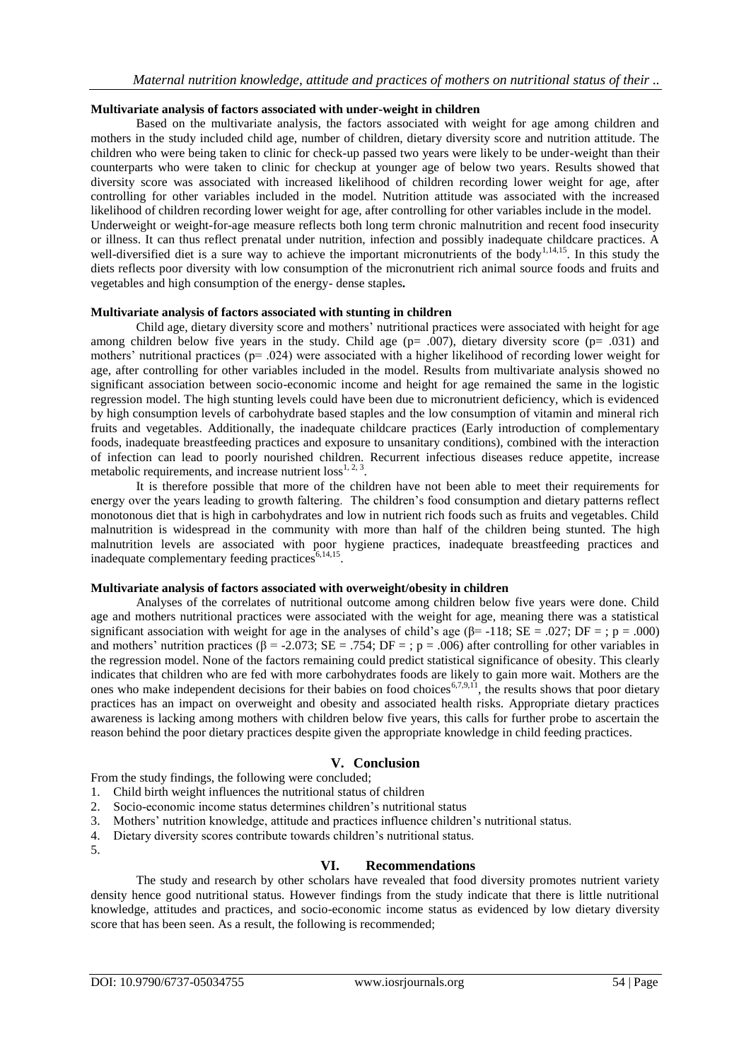### Multivariate analysis of factors associated with under-weight in children

Based on the multivariate analysis, the factors associated with weight for age among children and mothers in the study included child age, number of children, dietary diversity score and nutrition attitude. The children who were being taken to clinic for check-up passed two years were likely to be under-weight than their counterparts who were taken to clinic for checkup at younger age of below two years. Results showed that diversity score was associated with increased likelihood of children recording lower weight for age, after controlling for other variables included in the model. Nutrition attitude was associated with the increased likelihood of children recording lower weight for age, after controlling for other variables include in the model.

Underweight or weight-for-age measure reflects both long term chronic malnutrition and recent food insecurity or illness. It can thus reflect prenatal under nutrition, infection and possibly inadequate childcare practices. A well-diversified diet is a sure way to achieve the important micronutrients of the body[1,14,15]. In this study the diets reflects poor diversity with low consumption of the micronutrient rich animal source foods and fruits and vegetables and high consumption of the energy- dense staples**.**

### Multivariate analysis of factors associated with stunting in children

Child age, dietary diversity score and mothers' nutritional practices were associated with height for age among children below five years in the study. Child age ($p= .007$), dietary diversity score ($p= .031$) and mothers' nutritional practices ($p= .024$) were associated with a higher likelihood of recording lower weight for age, after controlling for other variables included in the model. Results from multivariate analysis showed no significant association between socio-economic income and height for age remained the same in the logistic regression model. The high stunting levels could have been due to micronutrient deficiency, which is evidenced by high consumption levels of carbohydrate based staples and the low consumption of vitamin and mineral rich fruits and vegetables. Additionally, the inadequate childcare practices (Early introduction of complementary foods, inadequate breastfeeding practices and exposure to unsanitary conditions), combined with the interaction of infection can lead to poorly nourished children. Recurrent infectious diseases reduce appetite, increase metabolic requirements, and increase nutrient loss[1, 2, 3].

It is therefore possible that more of the children have not been able to meet their requirements for energy over the years leading to growth faltering. The children's food consumption and dietary patterns reflect monotonous diet that is high in carbohydrates and low in nutrient rich foods such as fruits and vegetables. Child malnutrition is widespread in the community with more than half of the children being stunted. The high malnutrition levels are associated with poor hygiene practices, inadequate breastfeeding practices and inadequate complementary feeding practices[6,14,15].

### Multivariate analysis of factors associated with overweight/obesity in children

Analyses of the correlates of nutritional outcome among children below five years were done. Child age and mothers nutritional practices were associated with the weight for age, meaning there was a statistical significant association with weight for age in the analyses of child's age ($\beta$= -118; SE = .027; DF = ; p = .000) and mothers' nutrition practices ($\beta$ = -2.073; SE = .754; DF = ; p = .006) after controlling for other variables in the regression model. None of the factors remaining could predict statistical significance of obesity. This clearly indicates that children who are fed with more carbohydrates foods are likely to gain more wait. Mothers are the ones who make independent decisions for their babies on food choices[6,7,9,11], the results shows that poor dietary practices has an impact on overweight and obesity and associated health risks. Appropriate dietary practices awareness is lacking among mothers with children below five years, this calls for further probe to ascertain the reason behind the poor dietary practices despite given the appropriate knowledge in child feeding practices.

## V. Conclusion

From the study findings, the following were concluded;

1. Child birth weight influences the nutritional status of children
2. Socio-economic income status determines children's nutritional status
3. Mothers' nutrition knowledge, attitude and practices influence children's nutritional status.
4. Dietary diversity scores contribute towards children's nutritional status.
5. 

## VI. Recommendations

The study and research by other scholars have revealed that food diversity promotes nutrient variety density hence good nutritional status. However findings from the study indicate that there is little nutritional knowledge, attitudes and practices, and socio-economic income status as evidenced by low dietary diversity score that has been seen. As a result, the following is recommended;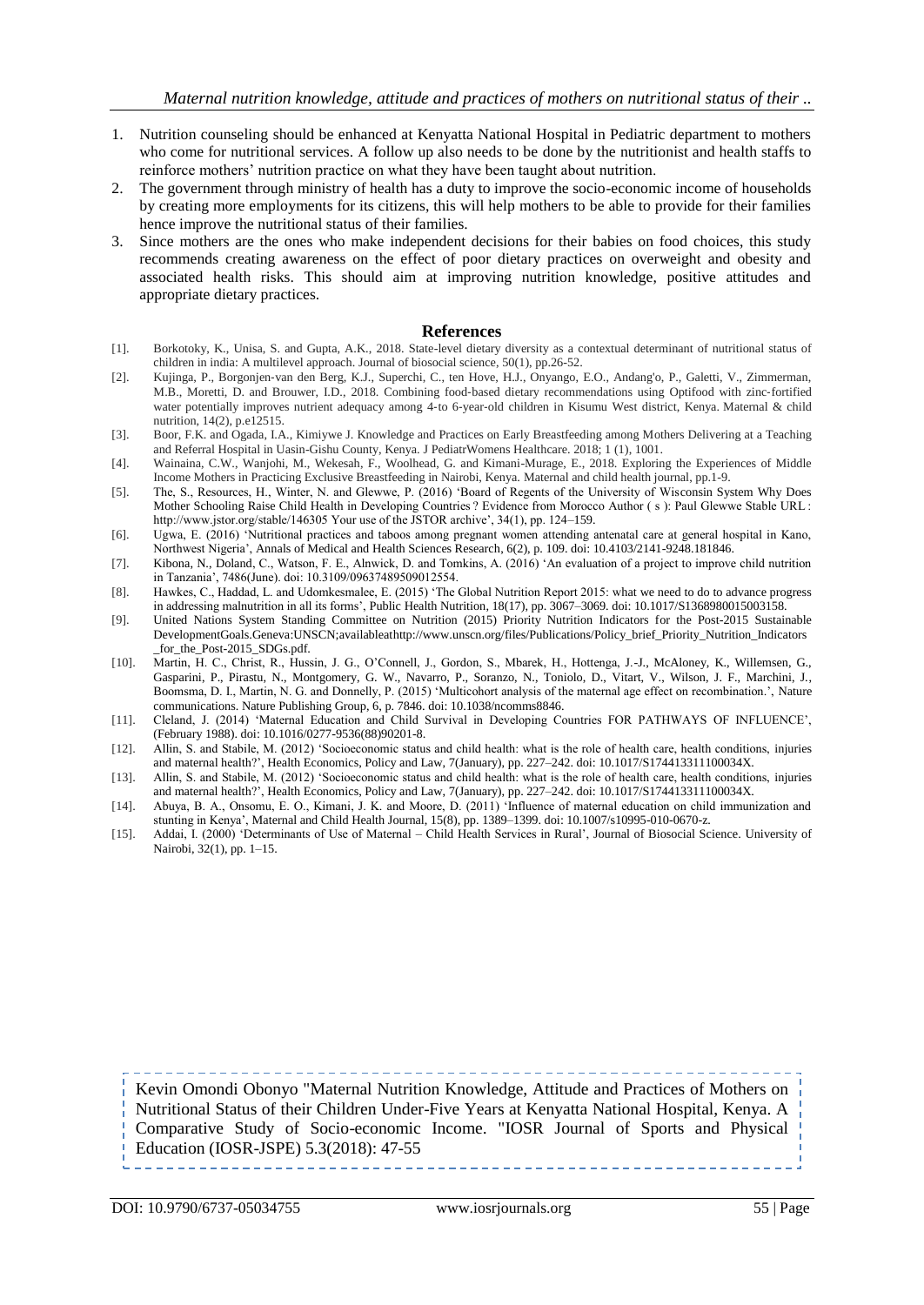1. Nutrition counseling should be enhanced at Kenyatta National Hospital in Pediatric department to mothers who come for nutritional services. A follow up also needs to be done by the nutritionist and health staffs to reinforce mothers' nutrition practice on what they have been taught about nutrition.
2. The government through ministry of health has a duty to improve the socio-economic income of households by creating more employments for its citizens, this will help mothers to be able to provide for their families hence improve the nutritional status of their families.
3. Since mothers are the ones who make independent decisions for their babies on food choices, this study recommends creating awareness on the effect of poor dietary practices on overweight and obesity and associated health risks. This should aim at improving nutrition knowledge, positive attitudes and appropriate dietary practices.

## References

[1]. Borkotoky, K., Unisa, S. and Gupta, A.K., 2018. State-level dietary diversity as a contextual determinant of nutritional status of children in india: A multilevel approach. Journal of biosocial science, 50(1), pp.26-52.

[2]. Kujinga, P., Borgonjen-van den Berg, K.J., Superchi, C., ten Hove, H.J., Onyango, E.O., Andang'o, P., Galetti, V., Zimmerman, M.B., Moretti, D. and Brouwer, I.D., 2018. Combining food-based dietary recommendations using Optifood with zinc-fortified water potentially improves nutrient adequacy among 4-to 6-year-old children in Kisumu West district, Kenya. Maternal & child nutrition, 14(2), p.e12515.

[3]. Boor, F.K. and Ogada, I.A., Kimiywe J. Knowledge and Practices on Early Breastfeeding among Mothers Delivering at a Teaching and Referral Hospital in Uasin-Gishu County, Kenya. J PediatrWomens Healthcare. 2018; 1 (1), 1001.

[4]. Wainaina, C.W., Wanjohi, M., Wekesah, F., Woolhead, G. and Kimani-Murage, E., 2018. Exploring the Experiences of Middle Income Mothers in Practicing Exclusive Breastfeeding in Nairobi, Kenya. Maternal and child health journal, pp.1-9.

[5]. The, S., Resources, H., Winter, N. and Glewwe, P. (2016) 'Board of Regents of the University of Wisconsin System Why Does Mother Schooling Raise Child Health in Developing Countries ? Evidence from Morocco Author ( s ): Paul Glewwe Stable URL : http://www.jstor.org/stable/146305 Your use of the JSTOR archive', 34(1), pp. 124–159.

[6]. Ugwa, E. (2016) 'Nutritional practices and taboos among pregnant women attending antenatal care at general hospital in Kano, Northwest Nigeria', Annals of Medical and Health Sciences Research, 6(2), p. 109. doi: 10.4103/2141-9248.181846.

[7]. Kibona, N., Doland, C., Watson, F. E., Alnwick, D. and Tomkins, A. (2016) 'An evaluation of a project to improve child nutrition in Tanzania', 7486(June). doi: 10.3109/09637489509012554.

[8]. Hawkes, C., Haddad, L. and Udomkesmalee, E. (2015) 'The Global Nutrition Report 2015: what we need to do to advance progress in addressing malnutrition in all its forms', Public Health Nutrition, 18(17), pp. 3067–3069. doi: 10.1017/S1368980015003158.

[9]. United Nations System Standing Committee on Nutrition (2015) Priority Nutrition Indicators for the Post-2015 Sustainable DevelopmentGoals.Geneva:UNSCN;availableathttp://www.unscn.org/files/Publications/Policy_brief_Priority_Nutrition_Indicators_for_the_Post-2015_SDGs.pdf.

[10]. Martin, H. C., Christ, R., Hussin, J. G., O'Connell, J., Gordon, S., Mbarek, H., Hottenga, J.-J., McAloney, K., Willemsen, G., Gasparini, P., Pirastu, N., Montgomery, G. W., Navarro, P., Soranzo, N., Toniolo, D., Vitart, V., Wilson, J. F., Marchini, J., Boomsma, D. I., Martin, N. G. and Donnelly, P. (2015) 'Multicohort analysis of the maternal age effect on recombination.', Nature communications. Nature Publishing Group, 6, p. 7846. doi: 10.1038/ncomms8846.

[11]. Cleland, J. (2014) 'Maternal Education and Child Survival in Developing Countries FOR PATHWAYS OF INFLUENCE', (February 1988). doi: 10.1016/0277-9536(88)90201-8.

[12]. Allin, S. and Stabile, M. (2012) 'Socioeconomic status and child health: what is the role of health care, health conditions, injuries and maternal health?', Health Economics, Policy and Law, 7(January), pp. 227–242. doi: 10.1017/S174413311100034X.

[13]. Allin, S. and Stabile, M. (2012) 'Socioeconomic status and child health: what is the role of health care, health conditions, injuries and maternal health?', Health Economics, Policy and Law, 7(January), pp. 227–242. doi: 10.1017/S174413311100034X.

[14]. Abuya, B. A., Onsomu, E. O., Kimani, J. K. and Moore, D. (2011) 'Influence of maternal education on child immunization and stunting in Kenya', Maternal and Child Health Journal, 15(8), pp. 1389–1399. doi: 10.1007/s10995-010-0670-z.

[15]. Addai, I. (2000) 'Determinants of Use of Maternal – Child Health Services in Rural', Journal of Biosocial Science. University of Nairobi, 32(1), pp. 1–15.

Kevin Omondi Obonyo "Maternal Nutrition Knowledge, Attitude and Practices of Mothers on Nutritional Status of their Children Under-Five Years at Kenyatta National Hospital, Kenya. A Comparative Study of Socio-economic Income. "IOSR Journal of Sports and Physical Education (IOSR-JSPE) 5.3(2018): 47-55